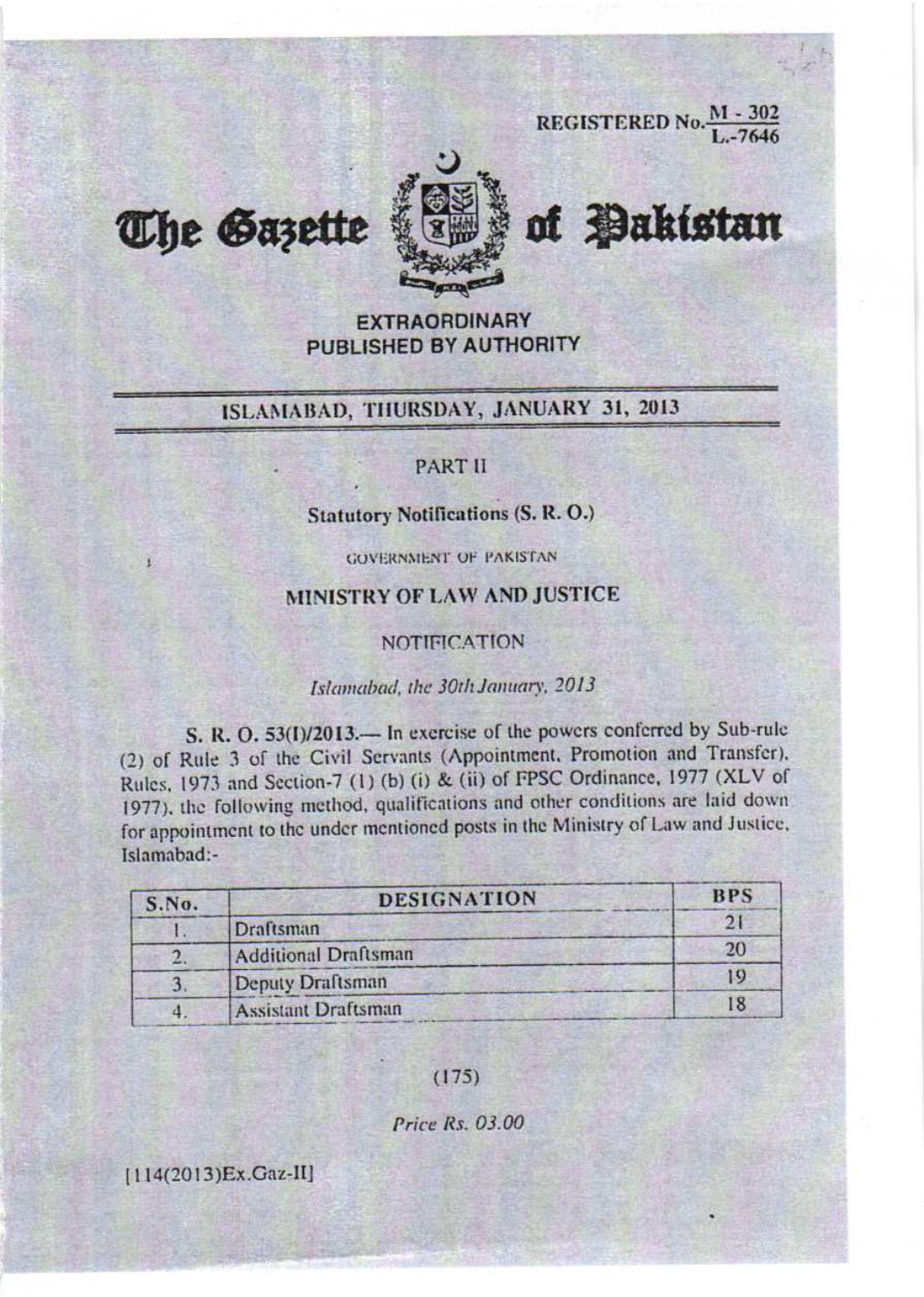REGISTERED No. M - 302 / L.-7646

# The Gazette of Pakistan

**EXTRAORDINARY**
**PUBLISHED BY AUTHORITY**

## ISLAMABAD, THURSDAY, JANUARY 31, 2013

PART II

**Statutory Notifications (S. R. O.)**

GOVERNMENT OF PAKISTAN

### MINISTRY OF LAW AND JUSTICE

NOTIFICATION

*Islamabad, the 30th January, 2013*

**S. R. O. 53(I)/2013.**— In exercise of the powers conferred by Sub-rule (2) of Rule 3 of the Civil Servants (Appointment, Promotion and Transfer), Rules, 1973 and Section-7 (1) (b) (i) & (ii) of FPSC Ordinance, 1977 (XLV of 1977), the following method, qualifications and other conditions are laid down for appointment to the under mentioned posts in the Ministry of Law and Justice, Islamabad:-

| S.No. | DESIGNATION | BPS |
|---|---|---|
| 1. | Draftsman | 21 |
| 2. | Additional Draftsman | 20 |
| 3. | Deputy Draftsman | 19 |
| 4. | Assistant Draftsman | 18 |

(175)

*Price Rs. 03.00*

[114(2013)Ex.Gaz-II]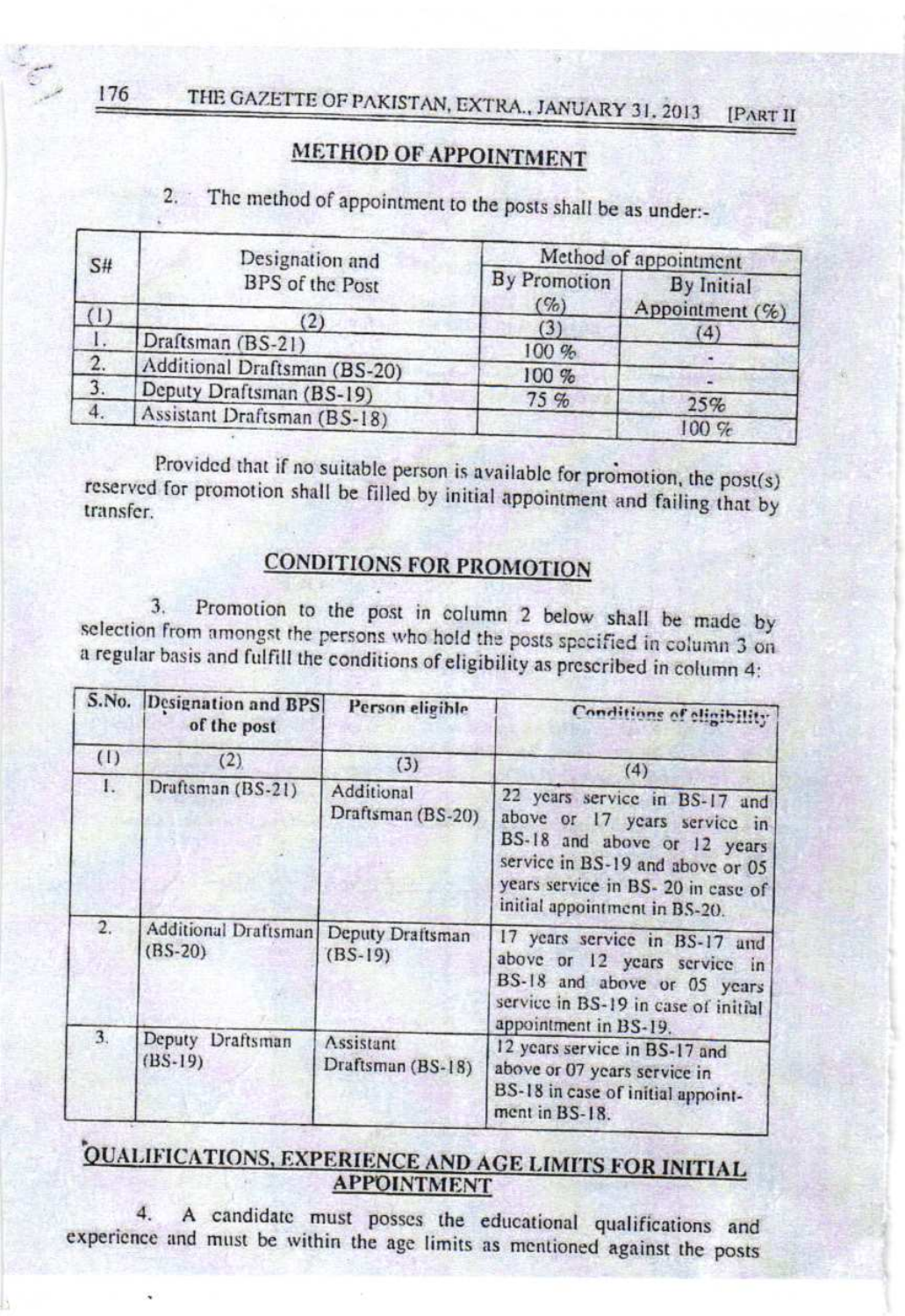## METHOD OF APPOINTMENT

2. The method of appointment to the posts shall be as under:-

| S# | Designation and BPS of the Post | Method of appointment | |
|---|---|---|---|
| | | By Promotion (%) | By Initial Appointment (%) |
| (1) | (2) | (3) | (4) |
| 1. | Draftsman (BS-21) | 100 % | - |
| 2. | Additional Draftsman (BS-20) | 100 % | - |
| 3. | Deputy Draftsman (BS-19) | 75 % | 25% |
| 4. | Assistant Draftsman (BS-18) | | 100 % |

Provided that if no suitable person is available for promotion, the post(s) reserved for promotion shall be filled by initial appointment and failing that by transfer.

## CONDITIONS FOR PROMOTION

3. Promotion to the post in column 2 below shall be made by selection from amongst the persons who hold the posts specified in column 3 on a regular basis and fulfill the conditions of eligibility as prescribed in column 4:

| S.No. | Designation and BPS of the post | Person eligible | Conditions of eligibility |
|---|---|---|---|
| (1) | (2) | (3) | (4) |
| 1. | Draftsman (BS-21) | Additional Draftsman (BS-20) | 22 years service in BS-17 and above or 17 years service in BS-18 and above or 12 years service in BS-19 and above or 05 years service in BS- 20 in case of initial appointment in BS-20. |
| 2. | Additional Draftsman (BS-20) | Deputy Draftsman (BS-19) | 17 years service in BS-17 and above or 12 years service in BS-18 and above or 05 years service in BS-19 in case of initial appointment in BS-19. |
| 3. | Deputy Draftsman (BS-19) | Assistant Draftsman (BS-18) | 12 years service in BS-17 and above or 07 years service in BS-18 in case of initial appointment in BS-18. |

## QUALIFICATIONS, EXPERIENCE AND AGE LIMITS FOR INITIAL APPOINTMENT

4. A candidate must posses the educational qualifications and experience and must be within the age limits as mentioned against the posts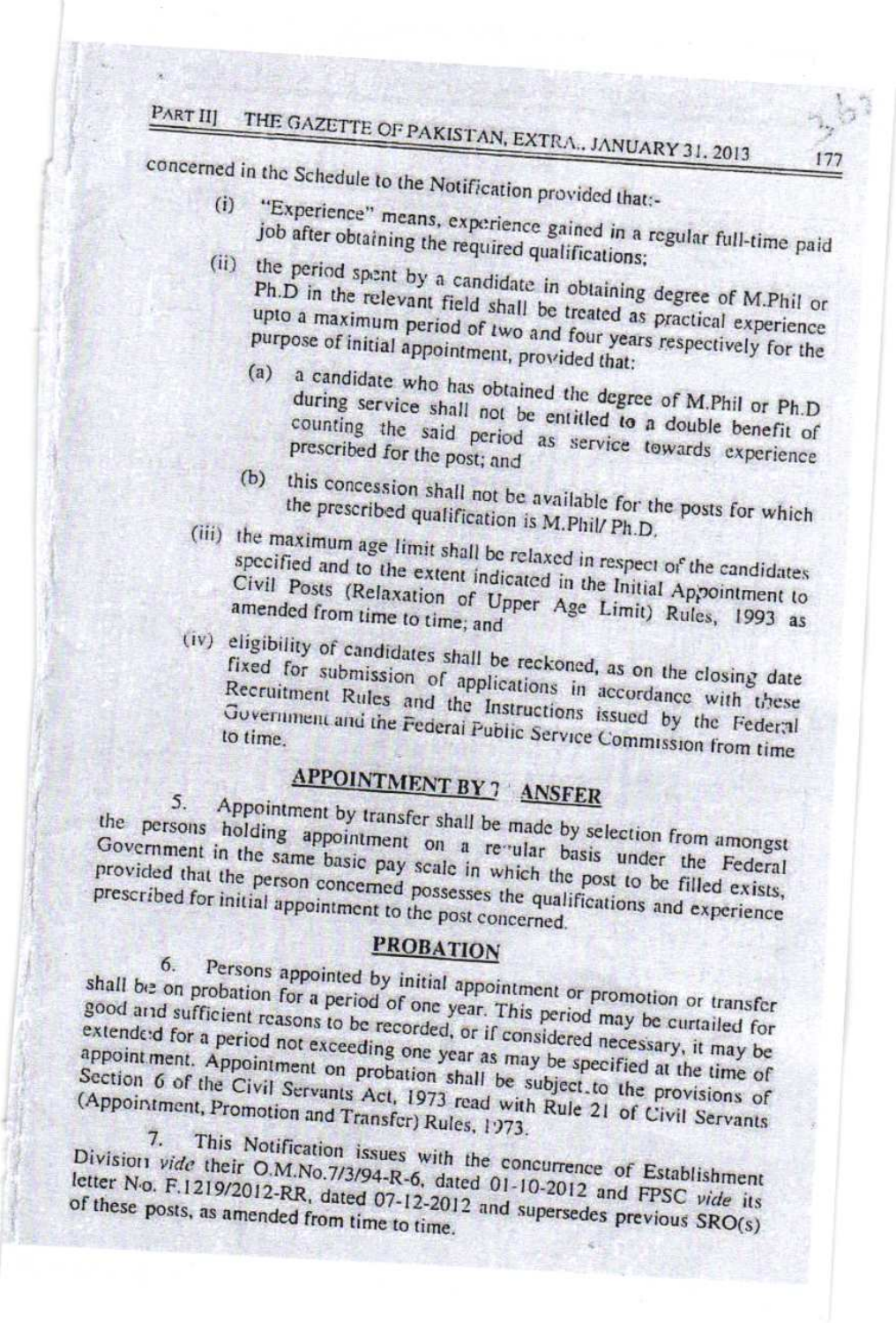concerned in the Schedule to the Notification provided that:-

(i) "Experience" means, experience gained in a regular full-time paid job after obtaining the required qualifications;

(ii) the period spent by a candidate in obtaining degree of M.Phil or Ph.D in the relevant field shall be treated as practical experience upto a maximum period of two and four years respectively for the purpose of initial appointment, provided that:

   (a) a candidate who has obtained the degree of M.Phil or Ph.D during service shall not be entitled to a double benefit of counting the said period as service towards experience prescribed for the post; and

   (b) this concession shall not be available for the posts for which the prescribed qualification is M.Phil/ Ph.D.

(iii) the maximum age limit shall be relaxed in respect of the candidates specified and to the extent indicated in the Initial Appointment to Civil Posts (Relaxation of Upper Age Limit) Rules, 1993 as amended from time to time; and

(iv) eligibility of candidates shall be reckoned, as on the closing date fixed for submission of applications in accordance with these Recruitment Rules and the Instructions issued by the Federal Government and the Federal Public Service Commission from time to time.

## APPOINTMENT BY TRANSFER

5. Appointment by transfer shall be made by selection from amongst the persons holding appointment on a regular basis under the Federal Government in the same basic pay scale in which the post to be filled exists, provided that the person concerned possesses the qualifications and experience prescribed for initial appointment to the post concerned.

## PROBATION

6. Persons appointed by initial appointment or promotion or transfer shall be on probation for a period of one year. This period may be curtailed for good and sufficient reasons to be recorded, or if considered necessary, it may be extended for a period not exceeding one year as may be specified at the time of appointment. Appointment on probation shall be subject to the provisions of Section 6 of the Civil Servants Act, 1973 read with Rule 21 of Civil Servants (Appointment, Promotion and Transfer) Rules, 1973.

7. This Notification issues with the concurrence of Establishment Division *vide* their O.M.No.7/3/94-R-6, dated 01-10-2012 and FPSC *vide* its letter No. F.1219/2012-RR, dated 07-12-2012 and supersedes previous SRO(s) of these posts, as amended from time to time.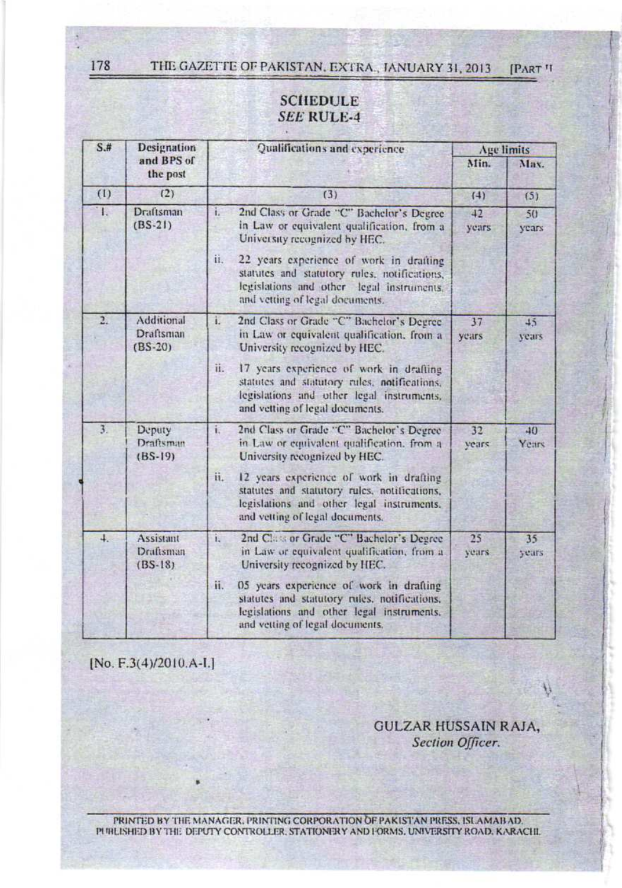## SCHEDULE
### *SEE* RULE-4

| S.# | Designation and BPS of the post | Qualifications and experience | Age limits | |
|---|---|---|---|---|
| | | | Min. | Max. |
| (1) | (2) | (3) | (4) | (5) |
| 1. | Draftsman (BS-21) | i. 2nd Class or Grade "C" Bachelor's Degree in Law or equivalent qualification, from a University recognized by HEC.<br>ii. 22 years experience of work in drafting statutes and statutory rules, notifications, legislations and other legal instruments, and vetting of legal documents. | 42 years | 50 years |
| 2. | Additional Draftsman (BS-20) | i. 2nd Class or Grade "C" Bachelor's Degree in Law or equivalent qualification, from a University recognized by HEC.<br>ii. 17 years experience of work in drafting statutes and statutory rules, notifications, legislations and other legal instruments, and vetting of legal documents. | 37 years | 45 years |
| 3. | Deputy Draftsman (BS-19) | i. 2nd Class or Grade "C" Bachelor's Degree in Law or equivalent qualification, from a University recognized by HEC.<br>ii. 12 years experience of work in drafting statutes and statutory rules, notifications, legislations and other legal instruments, and vetting of legal documents. | 32 years | 40 Years |
| 4. | Assistant Draftsman (BS-18) | i. 2nd Class or Grade "C" Bachelor's Degree in Law or equivalent qualification, from a University recognized by HEC.<br>ii. 05 years experience of work in drafting statutes and statutory rules, notifications, legislations and other legal instruments, and vetting of legal documents. | 25 years | 35 years |

[No. F.3(4)/2010.A-I.]

GULZAR HUSSAIN RAJA,
*Section Officer.*

PRINTED BY THE MANAGER, PRINTING CORPORATION OF PAKISTAN PRESS, ISLAMABAD.
PUBLISHED BY THE DEPUTY CONTROLLER, STATIONERY AND FORMS, UNIVERSITY ROAD, KARACHI.